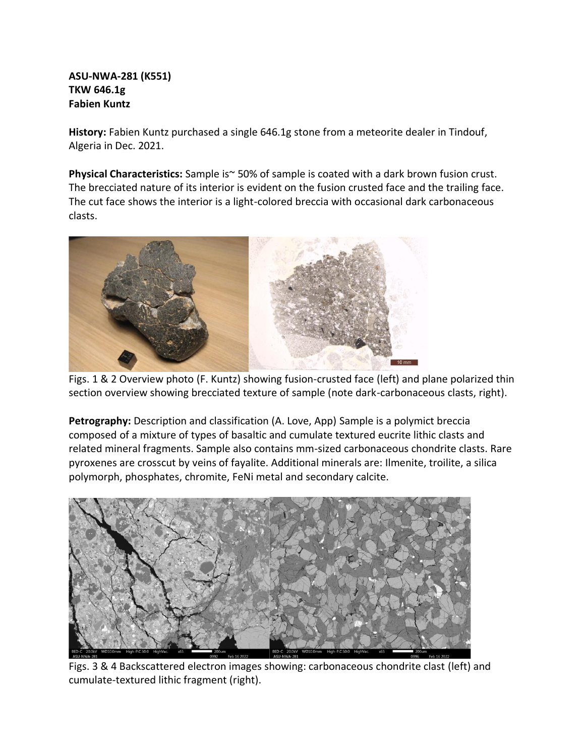**ASU-NWA-281 (K551)**
**TKW 646.1g**
**Fabien Kuntz**

**History:** Fabien Kuntz purchased a single 646.1g stone from a meteorite dealer in Tindouf, Algeria in Dec. 2021.

**Physical Characteristics:** Sample is~ 50% of sample is coated with a dark brown fusion crust. The brecciated nature of its interior is evident on the fusion crusted face and the trailing face. The cut face shows the interior is a light-colored breccia with occasional dark carbonaceous clasts.

Figs. 1 & 2 Overview photo (F. Kuntz) showing fusion-crusted face (left) and plane polarized thin section overview showing brecciated texture of sample (note dark-carbonaceous clasts, right).

**Petrography:** Description and classification (A. Love, App) Sample is a polymict breccia composed of a mixture of types of basaltic and cumulate textured eucrite lithic clasts and related mineral fragments. Sample also contains mm-sized carbonaceous chondrite clasts. Rare pyroxenes are crosscut by veins of fayalite. Additional minerals are: Ilmenite, troilite, a silica polymorph, phosphates, chromite, FeNi metal and secondary calcite.

Figs. 3 & 4 Backscattered electron images showing: carbonaceous chondrite clast (left) and cumulate-textured lithic fragment (right).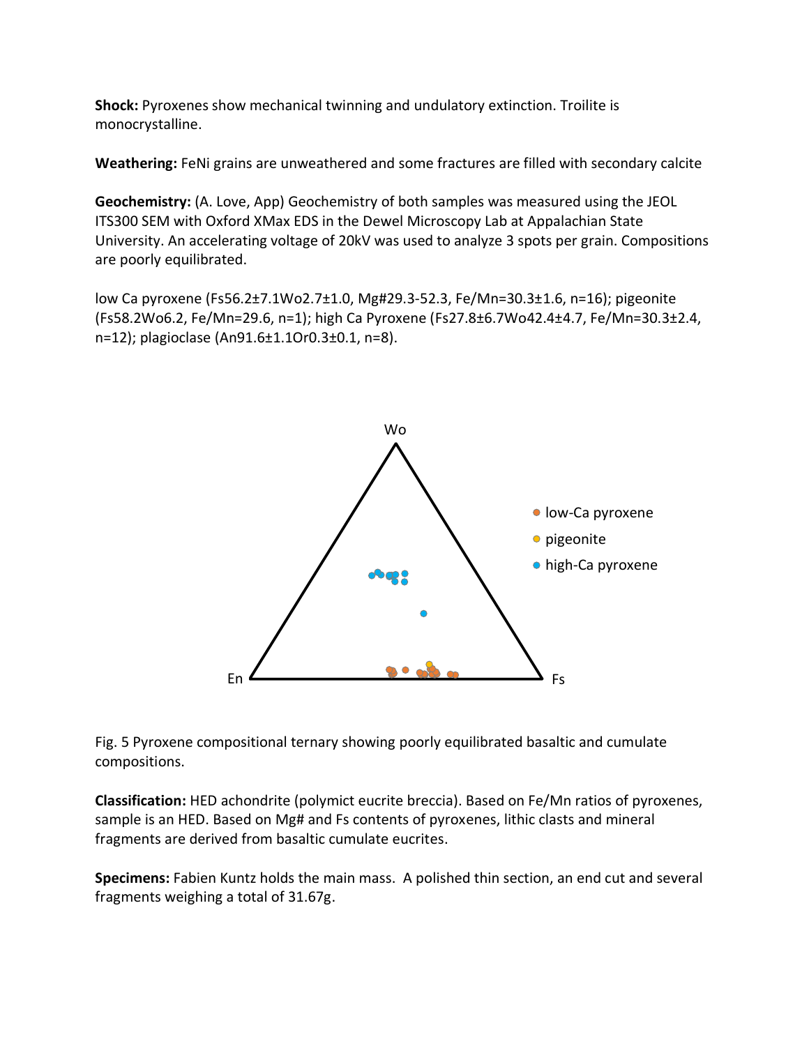**Shock:** Pyroxenes show mechanical twinning and undulatory extinction. Troilite is monocrystalline.

**Weathering:** FeNi grains are unweathered and some fractures are filled with secondary calcite

**Geochemistry:** (A. Love, App) Geochemistry of both samples was measured using the JEOL ITS300 SEM with Oxford XMax EDS in the Dewel Microscopy Lab at Appalachian State University. An accelerating voltage of 20kV was used to analyze 3 spots per grain. Compositions are poorly equilibrated.

low Ca pyroxene ($Fs_{56.2\pm7.1}Wo_{2.7\pm1.0}$, Mg#29.3-52.3, Fe/Mn=30.3±1.6, n=16); pigeonite ($Fs_{58.2}Wo_{6.2}$, Fe/Mn=29.6, n=1); high Ca Pyroxene ($Fs_{27.8\pm6.7}Wo_{42.4\pm4.7}$, Fe/Mn=30.3±2.4, n=12); plagioclase ($An_{91.6\pm1.1}Or_{0.3\pm0.1}$, n=8).

Wo

En

Fs

low-Ca pyroxene

pigeonite

high-Ca pyroxene

Fig. 5 Pyroxene compositional ternary showing poorly equilibrated basaltic and cumulate compositions.

**Classification:** HED achondrite (polymict eucrite breccia). Based on Fe/Mn ratios of pyroxenes, sample is an HED. Based on Mg# and Fs contents of pyroxenes, lithic clasts and mineral fragments are derived from basaltic cumulate eucrites.

**Specimens:** Fabien Kuntz holds the main mass. A polished thin section, an end cut and several fragments weighing a total of 31.67g.